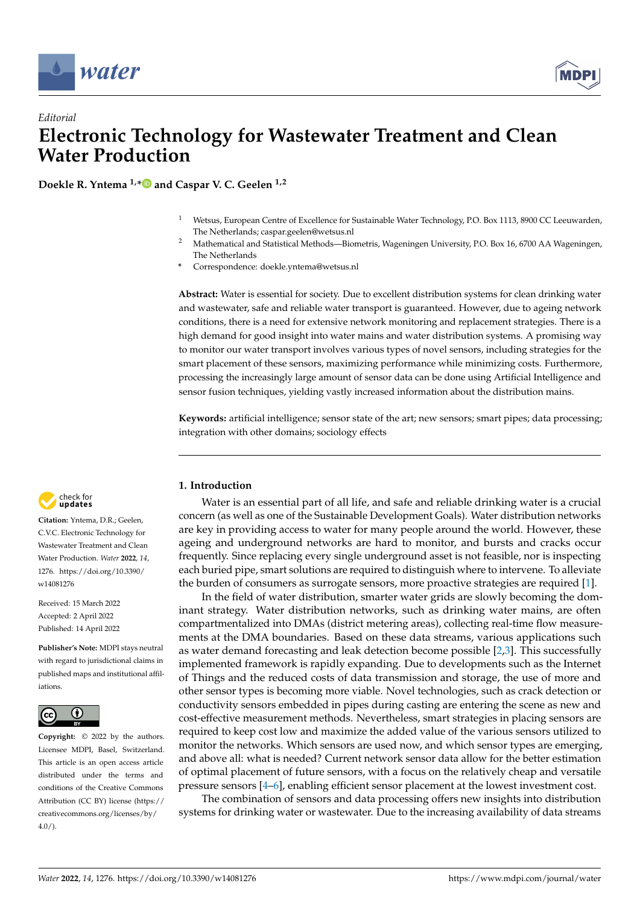*Editorial*

# Electronic Technology for Wastewater Treatment and Clean Water Production

**Doekle R. Yntema [1,*] and Caspar V. C. Geelen [1,2]**

[1] Wetsus, European Centre of Excellence for Sustainable Water Technology, P.O. Box 1113, 8900 CC Leeuwarden, The Netherlands; caspar.geelen@wetsus.nl

[2] Mathematical and Statistical Methods—Biometris, Wageningen University, P.O. Box 16, 6700 AA Wageningen, The Netherlands

\* Correspondence: doekle.yntema@wetsus.nl

**Abstract:** Water is essential for society. Due to excellent distribution systems for clean drinking water and wastewater, safe and reliable water transport is guaranteed. However, due to ageing network conditions, there is a need for extensive network monitoring and replacement strategies. There is a high demand for good insight into water mains and water distribution systems. A promising way to monitor our water transport involves various types of novel sensors, including strategies for the smart placement of these sensors, maximizing performance while minimizing costs. Furthermore, processing the increasingly large amount of sensor data can be done using Artificial Intelligence and sensor fusion techniques, yielding vastly increased information about the distribution mains.

**Keywords:** artificial intelligence; sensor state of the art; new sensors; smart pipes; data processing; integration with other domains; sociology effects

**Citation:** Yntema, D.R.; Geelen, C.V.C. Electronic Technology for Wastewater Treatment and Clean Water Production. *Water* **2022**, *14*, 1276. https://doi.org/10.3390/w14081276

Received: 15 March 2022
Accepted: 2 April 2022
Published: 14 April 2022

**Publisher's Note:** MDPI stays neutral with regard to jurisdictional claims in published maps and institutional affiliations.

**Copyright:** © 2022 by the authors. Licensee MDPI, Basel, Switzerland. This article is an open access article distributed under the terms and conditions of the Creative Commons Attribution (CC BY) license (https://creativecommons.org/licenses/by/4.0/).

## 1. Introduction

Water is an essential part of all life, and safe and reliable drinking water is a crucial concern (as well as one of the Sustainable Development Goals). Water distribution networks are key in providing access to water for many people around the world. However, these ageing and underground networks are hard to monitor, and bursts and cracks occur frequently. Since replacing every single underground asset is not feasible, nor is inspecting each buried pipe, smart solutions are required to distinguish where to intervene. To alleviate the burden of consumers as surrogate sensors, more proactive strategies are required [1].

In the field of water distribution, smarter water grids are slowly becoming the dominant strategy. Water distribution networks, such as drinking water mains, are often compartmentalized into DMAs (district metering areas), collecting real-time flow measurements at the DMA boundaries. Based on these data streams, various applications such as water demand forecasting and leak detection become possible [2,3]. This successfully implemented framework is rapidly expanding. Due to developments such as the Internet of Things and the reduced costs of data transmission and storage, the use of more and other sensor types is becoming more viable. Novel technologies, such as crack detection or conductivity sensors embedded in pipes during casting are entering the scene as new and cost-effective measurement methods. Nevertheless, smart strategies in placing sensors are required to keep cost low and maximize the added value of the various sensors utilized to monitor the networks. Which sensors are used now, and which sensor types are emerging, and above all: what is needed? Current network sensor data allow for the better estimation of optimal placement of future sensors, with a focus on the relatively cheap and versatile pressure sensors [4–6], enabling efficient sensor placement at the lowest investment cost.

The combination of sensors and data processing offers new insights into distribution systems for drinking water or wastewater. Due to the increasing availability of data streams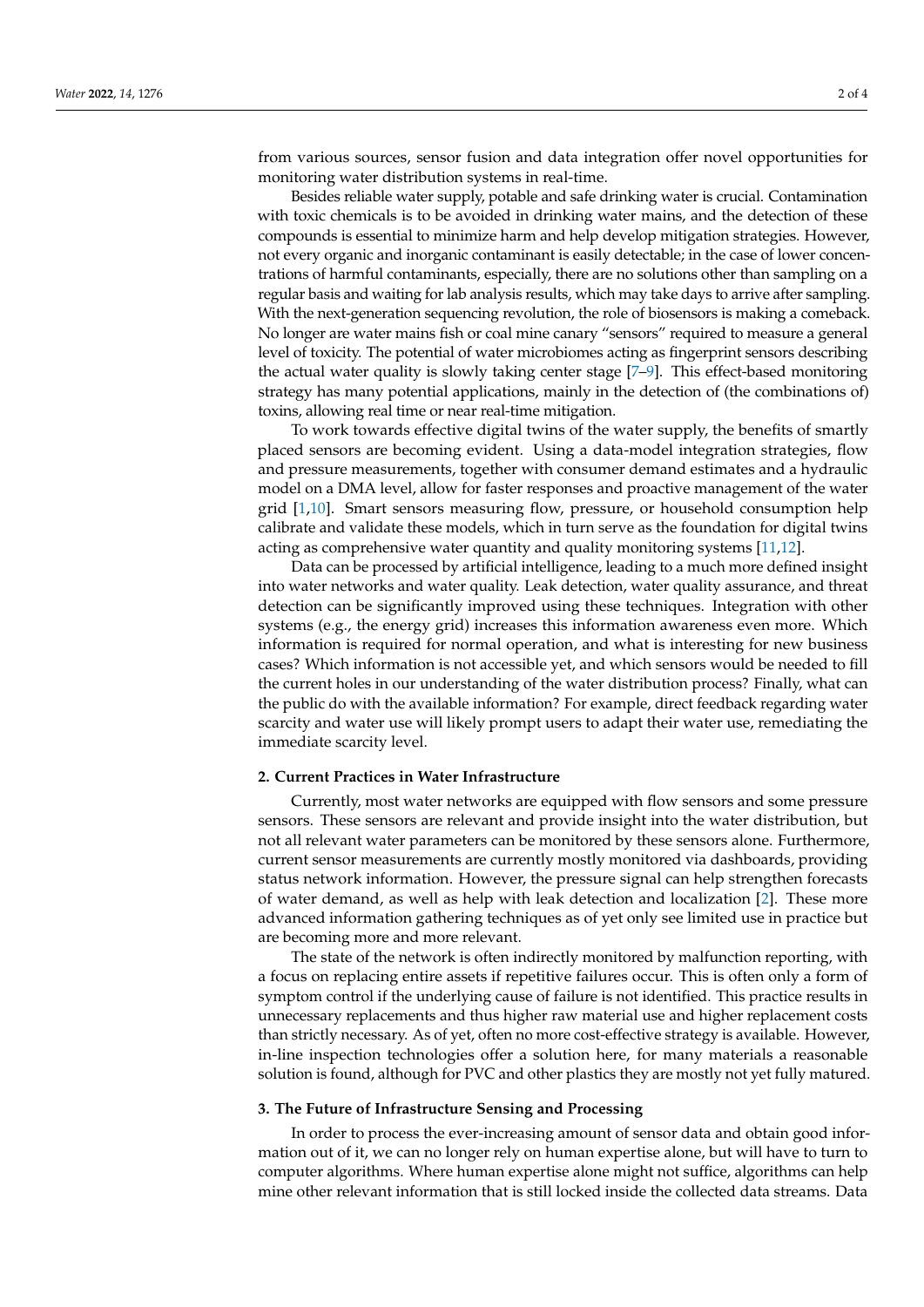from various sources, sensor fusion and data integration offer novel opportunities for monitoring water distribution systems in real-time.

Besides reliable water supply, potable and safe drinking water is crucial. Contamination with toxic chemicals is to be avoided in drinking water mains, and the detection of these compounds is essential to minimize harm and help develop mitigation strategies. However, not every organic and inorganic contaminant is easily detectable; in the case of lower concentrations of harmful contaminants, especially, there are no solutions other than sampling on a regular basis and waiting for lab analysis results, which may take days to arrive after sampling. With the next-generation sequencing revolution, the role of biosensors is making a comeback. No longer are water mains fish or coal mine canary "sensors" required to measure a general level of toxicity. The potential of water microbiomes acting as fingerprint sensors describing the actual water quality is slowly taking center stage [7–9]. This effect-based monitoring strategy has many potential applications, mainly in the detection of (the combinations of) toxins, allowing real time or near real-time mitigation.

To work towards effective digital twins of the water supply, the benefits of smartly placed sensors are becoming evident. Using a data-model integration strategies, flow and pressure measurements, together with consumer demand estimates and a hydraulic model on a DMA level, allow for faster responses and proactive management of the water grid [1,10]. Smart sensors measuring flow, pressure, or household consumption help calibrate and validate these models, which in turn serve as the foundation for digital twins acting as comprehensive water quantity and quality monitoring systems [11,12].

Data can be processed by artificial intelligence, leading to a much more defined insight into water networks and water quality. Leak detection, water quality assurance, and threat detection can be significantly improved using these techniques. Integration with other systems (e.g., the energy grid) increases this information awareness even more. Which information is required for normal operation, and what is interesting for new business cases? Which information is not accessible yet, and which sensors would be needed to fill the current holes in our understanding of the water distribution process? Finally, what can the public do with the available information? For example, direct feedback regarding water scarcity and water use will likely prompt users to adapt their water use, remediating the immediate scarcity level.

## 2. Current Practices in Water Infrastructure

Currently, most water networks are equipped with flow sensors and some pressure sensors. These sensors are relevant and provide insight into the water distribution, but not all relevant water parameters can be monitored by these sensors alone. Furthermore, current sensor measurements are currently mostly monitored via dashboards, providing status network information. However, the pressure signal can help strengthen forecasts of water demand, as well as help with leak detection and localization [2]. These more advanced information gathering techniques as of yet only see limited use in practice but are becoming more and more relevant.

The state of the network is often indirectly monitored by malfunction reporting, with a focus on replacing entire assets if repetitive failures occur. This is often only a form of symptom control if the underlying cause of failure is not identified. This practice results in unnecessary replacements and thus higher raw material use and higher replacement costs than strictly necessary. As of yet, often no more cost-effective strategy is available. However, in-line inspection technologies offer a solution here, for many materials a reasonable solution is found, although for PVC and other plastics they are mostly not yet fully matured.

## 3. The Future of Infrastructure Sensing and Processing

In order to process the ever-increasing amount of sensor data and obtain good information out of it, we can no longer rely on human expertise alone, but will have to turn to computer algorithms. Where human expertise alone might not suffice, algorithms can help mine other relevant information that is still locked inside the collected data streams. Data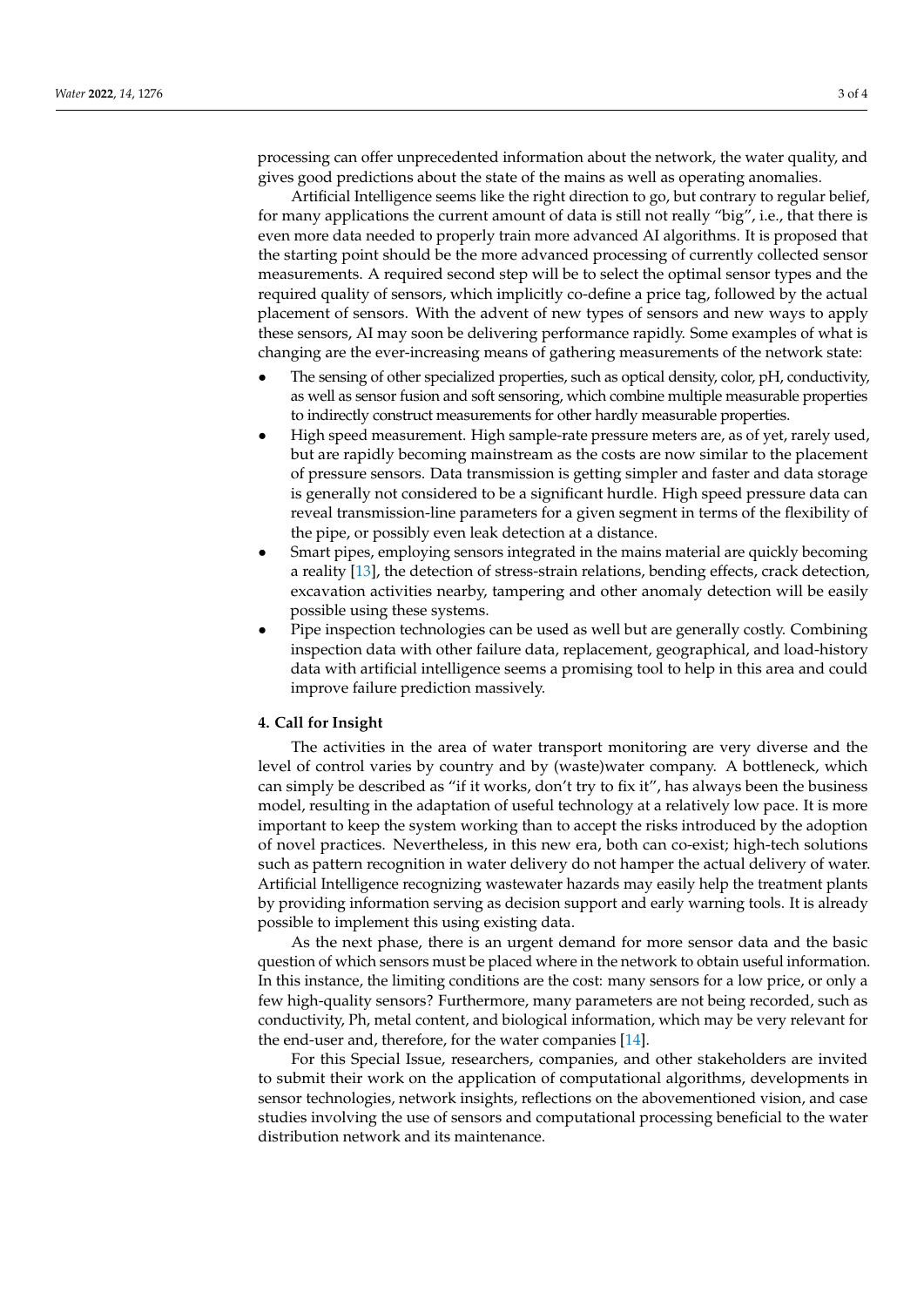processing can offer unprecedented information about the network, the water quality, and gives good predictions about the state of the mains as well as operating anomalies.

Artificial Intelligence seems like the right direction to go, but contrary to regular belief, for many applications the current amount of data is still not really "big", i.e., that there is even more data needed to properly train more advanced AI algorithms. It is proposed that the starting point should be the more advanced processing of currently collected sensor measurements. A required second step will be to select the optimal sensor types and the required quality of sensors, which implicitly co-define a price tag, followed by the actual placement of sensors. With the advent of new types of sensors and new ways to apply these sensors, AI may soon be delivering performance rapidly. Some examples of what is changing are the ever-increasing means of gathering measurements of the network state:

- The sensing of other specialized properties, such as optical density, color, pH, conductivity, as well as sensor fusion and soft sensoring, which combine multiple measurable properties to indirectly construct measurements for other hardly measurable properties.
- High speed measurement. High sample-rate pressure meters are, as of yet, rarely used, but are rapidly becoming mainstream as the costs are now similar to the placement of pressure sensors. Data transmission is getting simpler and faster and data storage is generally not considered to be a significant hurdle. High speed pressure data can reveal transmission-line parameters for a given segment in terms of the flexibility of the pipe, or possibly even leak detection at a distance.
- Smart pipes, employing sensors integrated in the mains material are quickly becoming a reality [13], the detection of stress-strain relations, bending effects, crack detection, excavation activities nearby, tampering and other anomaly detection will be easily possible using these systems.
- Pipe inspection technologies can be used as well but are generally costly. Combining inspection data with other failure data, replacement, geographical, and load-history data with artificial intelligence seems a promising tool to help in this area and could improve failure prediction massively.

## 4. Call for Insight

The activities in the area of water transport monitoring are very diverse and the level of control varies by country and by (waste)water company. A bottleneck, which can simply be described as "if it works, don't try to fix it", has always been the business model, resulting in the adaptation of useful technology at a relatively low pace. It is more important to keep the system working than to accept the risks introduced by the adoption of novel practices. Nevertheless, in this new era, both can co-exist; high-tech solutions such as pattern recognition in water delivery do not hamper the actual delivery of water. Artificial Intelligence recognizing wastewater hazards may easily help the treatment plants by providing information serving as decision support and early warning tools. It is already possible to implement this using existing data.

As the next phase, there is an urgent demand for more sensor data and the basic question of which sensors must be placed where in the network to obtain useful information. In this instance, the limiting conditions are the cost: many sensors for a low price, or only a few high-quality sensors? Furthermore, many parameters are not being recorded, such as conductivity, Ph, metal content, and biological information, which may be very relevant for the end-user and, therefore, for the water companies [14].

For this Special Issue, researchers, companies, and other stakeholders are invited to submit their work on the application of computational algorithms, developments in sensor technologies, network insights, reflections on the abovementioned vision, and case studies involving the use of sensors and computational processing beneficial to the water distribution network and its maintenance.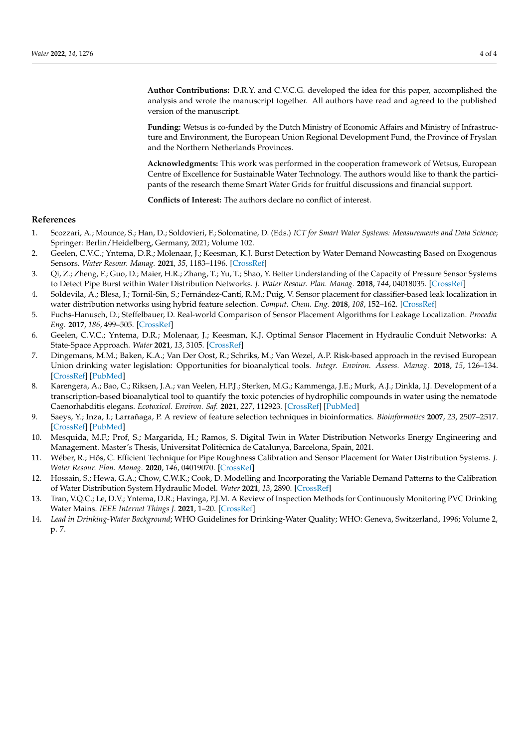**Author Contributions:** D.R.Y. and C.V.C.G. developed the idea for this paper, accomplished the analysis and wrote the manuscript together. All authors have read and agreed to the published version of the manuscript.

**Funding:** Wetsus is co-funded by the Dutch Ministry of Economic Affairs and Ministry of Infrastructure and Environment, the European Union Regional Development Fund, the Province of Fryslan and the Northern Netherlands Provinces.

**Acknowledgments:** This work was performed in the cooperation framework of Wetsus, European Centre of Excellence for Sustainable Water Technology. The authors would like to thank the participants of the research theme Smart Water Grids for fruitful discussions and financial support.

**Conflicts of Interest:** The authors declare no conflict of interest.

## References

1. Scozzari, A.; Mounce, S.; Han, D.; Soldovieri, F.; Solomatine, D. (Eds.) *ICT for Smart Water Systems: Measurements and Data Science*; Springer: Berlin/Heidelberg, Germany, 2021; Volume 102.
2. Geelen, C.V.C.; Yntema, D.R.; Molenaar, J.; Keesman, K.J. Burst Detection by Water Demand Nowcasting Based on Exogenous Sensors. *Water Resour. Manag.* **2021**, *35*, 1183–1196. [CrossRef]
3. Qi, Z.; Zheng, F.; Guo, D.; Maier, H.R.; Zhang, T.; Yu, T.; Shao, Y. Better Understanding of the Capacity of Pressure Sensor Systems to Detect Pipe Burst within Water Distribution Networks. *J. Water Resour. Plan. Manag.* **2018**, *144*, 04018035. [CrossRef]
4. Soldevila, A.; Blesa, J.; Tornil-Sin, S.; Fernández-Cantí, R.M.; Puig, V. Sensor placement for classifier-based leak localization in water distribution networks using hybrid feature selection. *Comput. Chem. Eng.* **2018**, *108*, 152–162. [CrossRef]
5. Fuchs-Hanusch, D.; Steffelbauer, D. Real-world Comparison of Sensor Placement Algorithms for Leakage Localization. *Procedia Eng.* **2017**, *186*, 499–505. [CrossRef]
6. Geelen, C.V.C.; Yntema, D.R.; Molenaar, J.; Keesman, K.J. Optimal Sensor Placement in Hydraulic Conduit Networks: A State-Space Approach. *Water* **2021**, *13*, 3105. [CrossRef]
7. Dingemans, M.M.; Baken, K.A.; Van Der Oost, R.; Schriks, M.; Van Wezel, A.P. Risk-based approach in the revised European Union drinking water legislation: Opportunities for bioanalytical tools. *Integr. Environ. Assess. Manag.* **2018**, *15*, 126–134. [CrossRef] [PubMed]
8. Karengera, A.; Bao, C.; Riksen, J.A.; van Veelen, H.P.J.; Sterken, M.G.; Kammenga, J.E.; Murk, A.J.; Dinkla, I.J. Development of a transcription-based bioanalytical tool to quantify the toxic potencies of hydrophilic compounds in water using the nematode Caenorhabditis elegans. *Ecotoxicol. Environ. Saf.* **2021**, *227*, 112923. [CrossRef] [PubMed]
9. Saeys, Y.; Inza, I.; Larrañaga, P. A review of feature selection techniques in bioinformatics. *Bioinformatics* **2007**, *23*, 2507–2517. [CrossRef] [PubMed]
10. Mesquida, M.F.; Prof, S.; Margarida, H.; Ramos, S. Digital Twin in Water Distribution Networks Energy Engineering and Management. Master's Thesis, Universitat Politècnica de Catalunya, Barcelona, Spain, 2021.
11. Wéber, R.; Hős, C. Efficient Technique for Pipe Roughness Calibration and Sensor Placement for Water Distribution Systems. *J. Water Resour. Plan. Manag.* **2020**, *146*, 04019070. [CrossRef]
12. Hossain, S.; Hewa, G.A.; Chow, C.W.K.; Cook, D. Modelling and Incorporating the Variable Demand Patterns to the Calibration of Water Distribution System Hydraulic Model. *Water* **2021**, *13*, 2890. [CrossRef]
13. Tran, V.Q.C.; Le, D.V.; Yntema, D.R.; Havinga, P.J.M. A Review of Inspection Methods for Continuously Monitoring PVC Drinking Water Mains. *IEEE Internet Things J.* **2021**, 1–20. [CrossRef]
14. *Lead in Drinking-Water Background*; WHO Guidelines for Drinking-Water Quality; WHO: Geneva, Switzerland, 1996; Volume 2, p. 7.